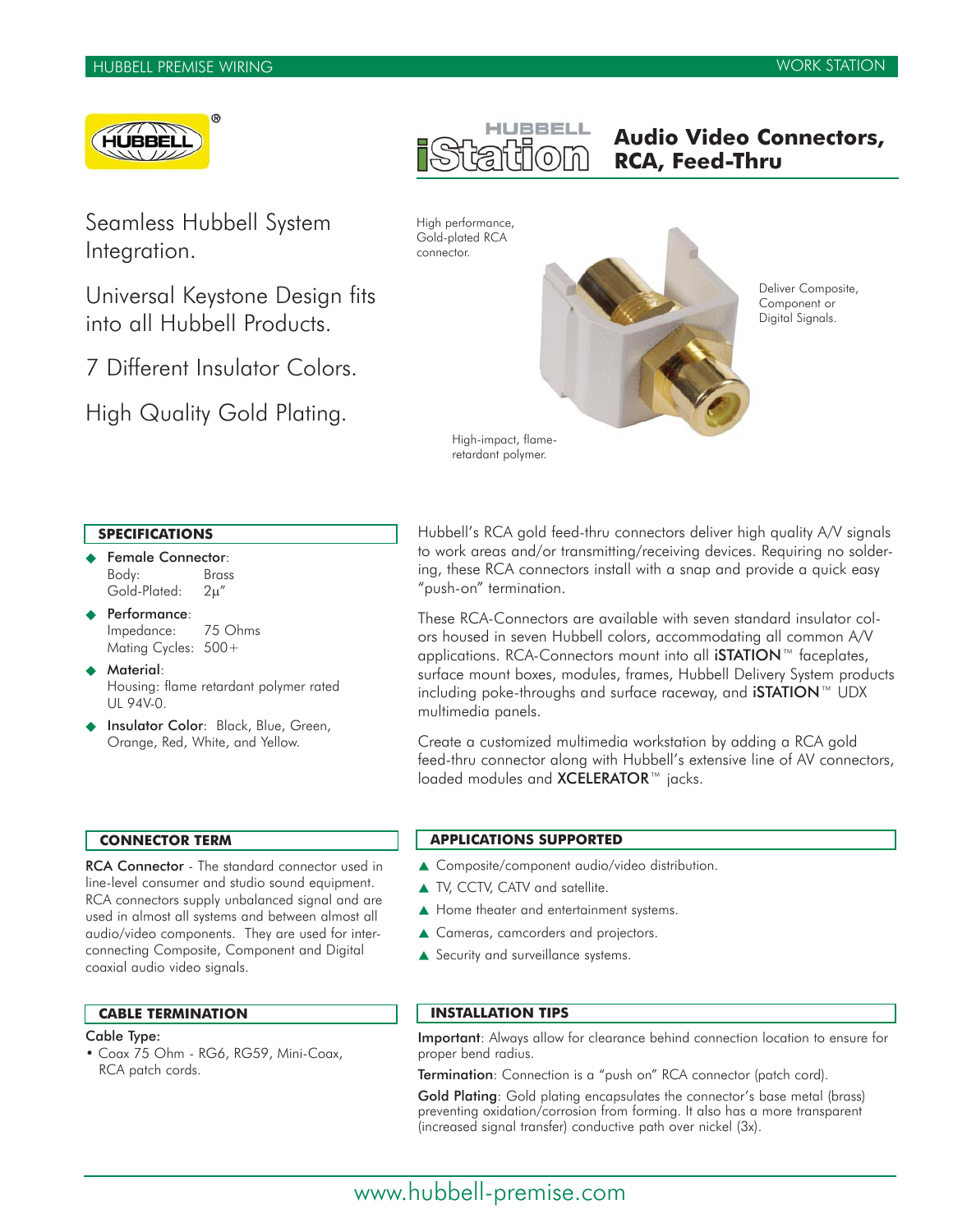# Audio Video Connectors, RCA, Feed-Thru

Seamless Hubbell System Integration.

Universal Keystone Design fits into all Hubbell Products.

7 Different Insulator Colors.

High Quality Gold Plating.

High performance, Gold-plated RCA connector.

Deliver Composite, Component or Digital Signals.

High-impact, flame-retardant polymer.

## SPECIFICATIONS

- **Female Connector**:
  Body: Brass
  Gold-Plated: 2µ"
- **Performance**:
  Impedance: 75 Ohms
  Mating Cycles: 500+
- **Material**:
  Housing: flame retardant polymer rated UL 94V-0.
- **Insulator Color**: Black, Blue, Green, Orange, Red, White, and Yellow.

Hubbell's RCA gold feed-thru connectors deliver high quality A/V signals to work areas and/or transmitting/receiving devices. Requiring no soldering, these RCA connectors install with a snap and provide a quick easy "push-on" termination.

These RCA-Connectors are available with seven standard insulator colors housed in seven Hubbell colors, accommodating all common A/V applications. RCA-Connectors mount into all **iSTATION**™ faceplates, surface mount boxes, modules, frames, Hubbell Delivery System products including poke-throughs and surface raceway, and **iSTATION**™ UDX multimedia panels.

Create a customized multimedia workstation by adding a RCA gold feed-thru connector along with Hubbell's extensive line of AV connectors, loaded modules and **XCELERATOR**™ jacks.

## CONNECTOR TERM

**RCA Connector** - The standard connector used in line-level consumer and studio sound equipment. RCA connectors supply unbalanced signal and are used in almost all systems and between almost all audio/video components. They are used for interconnecting Composite, Component and Digital coaxial audio video signals.

## APPLICATIONS SUPPORTED

- Composite/component audio/video distribution.
- TV, CCTV, CATV and satellite.
- Home theater and entertainment systems.
- Cameras, camcorders and projectors.
- Security and surveillance systems.

## CABLE TERMINATION

**Cable Type:**

- Coax 75 Ohm - RG6, RG59, Mini-Coax, RCA patch cords.

## INSTALLATION TIPS

**Important**: Always allow for clearance behind connection location to ensure for proper bend radius.

**Termination**: Connection is a "push on" RCA connector (patch cord).

**Gold Plating**: Gold plating encapsulates the connector's base metal (brass) preventing oxidation/corrosion from forming. It also has a more transparent (increased signal transfer) conductive path over nickel (3x).

www.hubbell-premise.com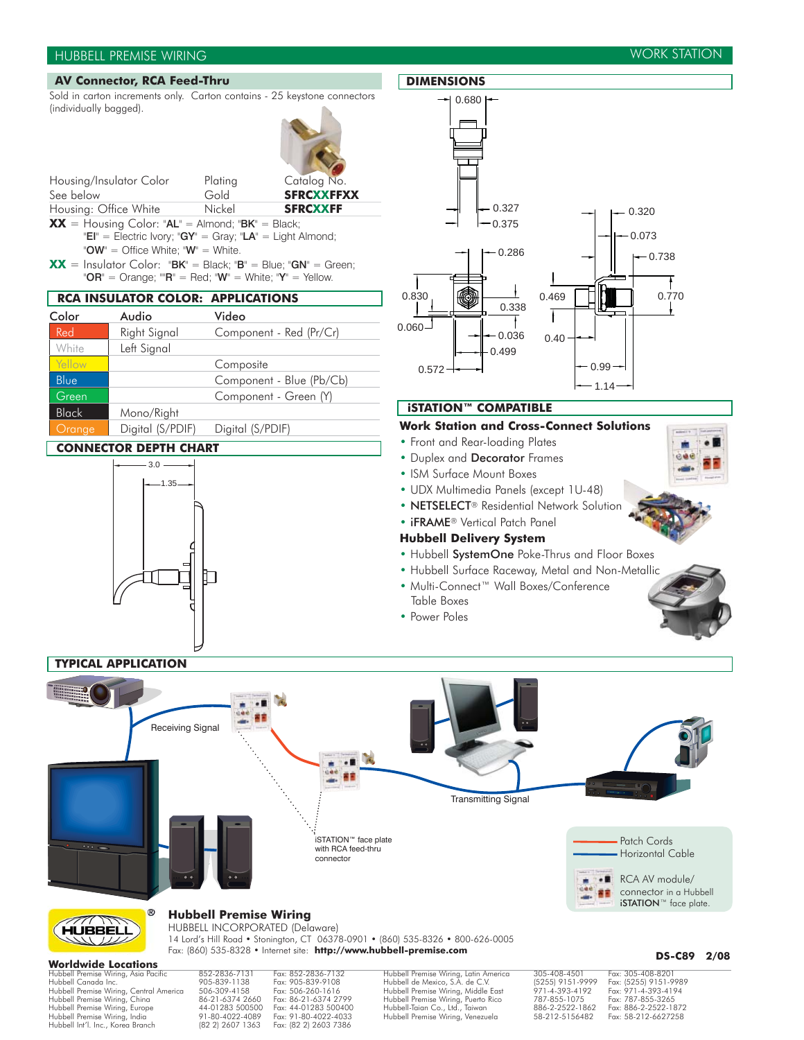## AV Connector, RCA Feed-Thru

Sold in carton increments only. Carton contains - 25 keystone connectors (individually bagged).

| Housing/Insulator Color | Plating | Catalog No. |
|---|---|---|
| See below | Gold | **SFRCXXFFXX** |
| Housing: Office White | Nickel | **SFRCXXFF** |

**XX** = Housing Color: "**AL**" = Almond; "**BK**" = Black; "**EI**" = Electric Ivory; "**GY**" = Gray; "**LA**" = Light Almond; "**OW**" = Office White; "**W**" = White.

**XX** = Insulator Color: "**BK**" = Black; "**B**" = Blue; "**GN**" = Green; "**OR**" = Orange; "**R**" = Red; "**W**" = White; "**Y**" = Yellow.

## RCA INSULATOR COLOR: APPLICATIONS

| Color | Audio | Video |
|---|---|---|
| Red | Right Signal | Component - Red (Pr/Cr) |
| White | Left Signal | |
| Yellow | | Composite |
| Blue | | Component - Blue (Pb/Cb) |
| Green | | Component - Green (Y) |
| Black | Mono/Right | |
| Orange | Digital (S/PDIF) | Digital (S/PDIF) |

## CONNECTOR DEPTH CHART

3.0
1.35

## DIMENSIONS

0.680
0.327
0.375
0.286
0.830
0.338
0.060
0.036
0.499
0.572
0.320
0.073
0.738
0.469
0.770
0.40
0.99
1.14

## iSTATION™ COMPATIBLE

### Work Station and Cross-Connect Solutions

- Front and Rear-loading Plates
- Duplex and Decorator Frames
- ISM Surface Mount Boxes
- UDX Multimedia Panels (except 1U-48)
- NETSELECT® Residential Network Solution
- iFRAME® Vertical Patch Panel

### Hubbell Delivery System

- Hubbell SystemOne Poke-Thrus and Floor Boxes
- Hubbell Surface Raceway, Metal and Non-Metallic
- Multi-Connect™ Wall Boxes/Conference Table Boxes
- Power Poles

## TYPICAL APPLICATION

Receiving Signal

Transmitting Signal

iSTATION™ face plate with RCA feed-thru connector

Patch Cords

Horizontal Cable

RCA AV module/ connector in a Hubbell iSTATION™ face plate.

**Hubbell Premise Wiring**
HUBBELL INCORPORATED (Delaware)
14 Lord's Hill Road • Stonington, CT 06378-0901 • (860) 535-8326 • 800-626-0005
Fax: (860) 535-8328 • Internet site: **http://www.hubbell-premise.com**

**DS-C89 2/08**

**Worldwide Locations**

| | | |
|---|---|---|
| Hubbell Premise Wiring, Asia Pacific | 852-2836-7131 | Fax: 852-2836-7132 |
| Hubbell Canada Inc. | 905-839-1138 | Fax: 905-839-9108 |
| Hubbell Premise Wiring, Central America | 506-309-4158 | Fax: 506-260-1616 |
| Hubbell Premise Wiring, China | 86-21-6374 2660 | Fax: 86-21-6374 2799 |
| Hubbell Premise Wiring, Europe | 44-01283 500500 | Fax: 44-01283 500400 |
| Hubbell Premise Wiring, India | 91-80-4022-4089 | Fax: 91-80-4022-4033 |
| Hubbell Int'l. Inc., Korea Branch | (82 2) 2607 1363 | Fax: (82 2) 2603 7386 |
| Hubbell Premise Wiring, Latin America | 305-408-4501 | Fax: 305-408-8201 |
| Hubbell de Mexico, S.A. de C.V. | (5255) 9151-9999 | Fax: (5255) 9151-9989 |
| Hubbell Premise Wiring, Middle East | 971-4-393-4192 | Fax: 971-4-393-4194 |
| Hubbell Premise Wiring, Puerto Rico | 787-855-1075 | Fax: 787-855-3265 |
| Hubbell-Taian Co., Ltd., Taiwan | 886-2-2522-1862 | Fax: 886-2-2522-1872 |
| Hubbell Premise Wiring, Venezuela | 58-212-5156482 | Fax: 58-212-6627258 |